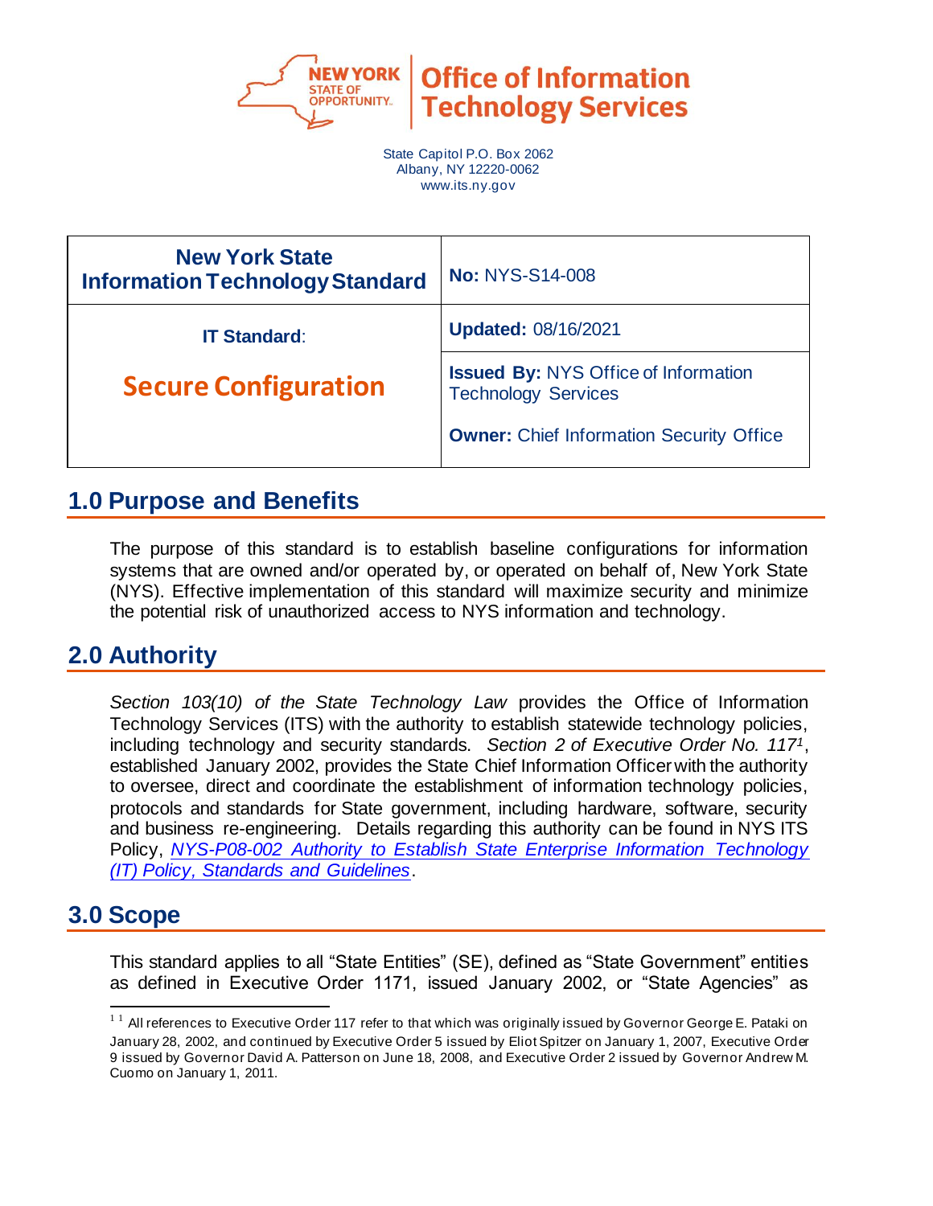Office of Information Technology Services

State Capitol P.O. Box 2062
Albany, NY 12220-0062
www.its.ny.gov

| **New York State Information Technology Standard** | **No:** NYS-S14-008 |
| --- | --- |
| **IT Standard:** | **Updated:** 08/16/2021 |
| **Secure Configuration** | **Issued By:** NYS Office of Information Technology Services<br><br>**Owner:** Chief Information Security Office |

## 1.0 Purpose and Benefits

The purpose of this standard is to establish baseline configurations for information systems that are owned and/or operated by, or operated on behalf of, New York State (NYS). Effective implementation of this standard will maximize security and minimize the potential risk of unauthorized access to NYS information and technology.

## 2.0 Authority

*Section 103(10) of the State Technology Law* provides the Office of Information Technology Services (ITS) with the authority to establish statewide technology policies, including technology and security standards. *Section 2 of Executive Order No. 117*[1], established January 2002, provides the State Chief Information Officer with the authority to oversee, direct and coordinate the establishment of information technology policies, protocols and standards for State government, including hardware, software, security and business re-engineering. Details regarding this authority can be found in NYS ITS Policy, *NYS-P08-002 Authority to Establish State Enterprise Information Technology (IT) Policy, Standards and Guidelines*.

## 3.0 Scope

This standard applies to all "State Entities" (SE), defined as "State Government" entities as defined in Executive Order 1171, issued January 2002, or "State Agencies" as

---

[1] All references to Executive Order 117 refer to that which was originally issued by Governor George E. Pataki on January 28, 2002, and continued by Executive Order 5 issued by Eliot Spitzer on January 1, 2007, Executive Order 9 issued by Governor David A. Patterson on June 18, 2008, and Executive Order 2 issued by Governor Andrew M. Cuomo on January 1, 2011.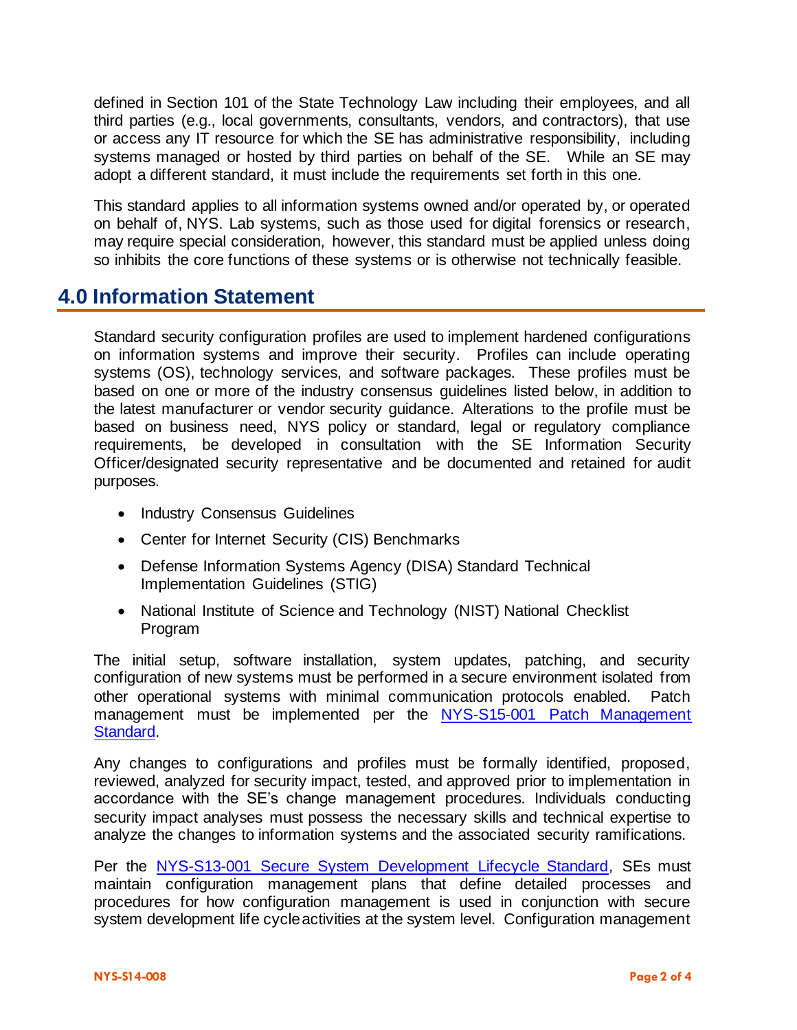defined in Section 101 of the State Technology Law including their employees, and all third parties (e.g., local governments, consultants, vendors, and contractors), that use or access any IT resource for which the SE has administrative responsibility, including systems managed or hosted by third parties on behalf of the SE. While an SE may adopt a different standard, it must include the requirements set forth in this one.

This standard applies to all information systems owned and/or operated by, or operated on behalf of, NYS. Lab systems, such as those used for digital forensics or research, may require special consideration, however, this standard must be applied unless doing so inhibits the core functions of these systems or is otherwise not technically feasible.

## 4.0 Information Statement

Standard security configuration profiles are used to implement hardened configurations on information systems and improve their security. Profiles can include operating systems (OS), technology services, and software packages. These profiles must be based on one or more of the industry consensus guidelines listed below, in addition to the latest manufacturer or vendor security guidance. Alterations to the profile must be based on business need, NYS policy or standard, legal or regulatory compliance requirements, be developed in consultation with the SE Information Security Officer/designated security representative and be documented and retained for audit purposes.

- Industry Consensus Guidelines
- Center for Internet Security (CIS) Benchmarks
- Defense Information Systems Agency (DISA) Standard Technical Implementation Guidelines (STIG)
- National Institute of Science and Technology (NIST) National Checklist Program

The initial setup, software installation, system updates, patching, and security configuration of new systems must be performed in a secure environment isolated from other operational systems with minimal communication protocols enabled. Patch management must be implemented per the NYS-S15-001 Patch Management Standard.

Any changes to configurations and profiles must be formally identified, proposed, reviewed, analyzed for security impact, tested, and approved prior to implementation in accordance with the SE's change management procedures. Individuals conducting security impact analyses must possess the necessary skills and technical expertise to analyze the changes to information systems and the associated security ramifications.

Per the NYS-S13-001 Secure System Development Lifecycle Standard, SEs must maintain configuration management plans that define detailed processes and procedures for how configuration management is used in conjunction with secure system development life cycle activities at the system level. Configuration management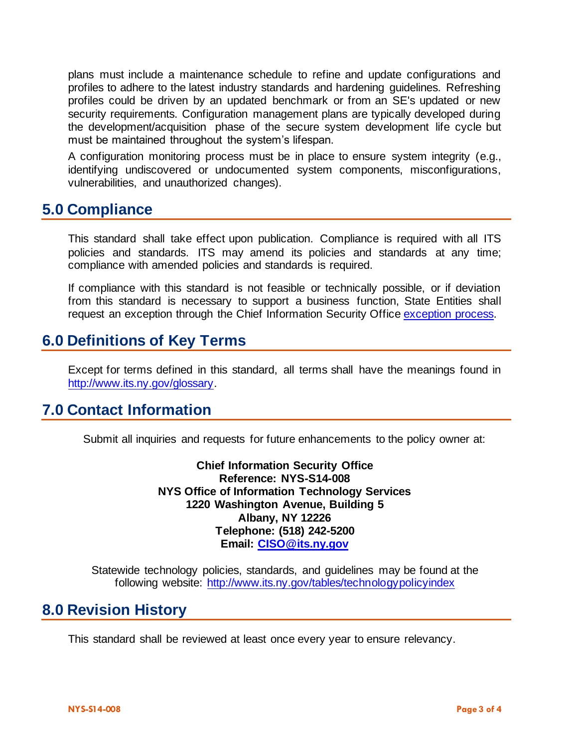plans must include a maintenance schedule to refine and update configurations and profiles to adhere to the latest industry standards and hardening guidelines. Refreshing profiles could be driven by an updated benchmark or from an SE's updated or new security requirements. Configuration management plans are typically developed during the development/acquisition phase of the secure system development life cycle but must be maintained throughout the system's lifespan.

A configuration monitoring process must be in place to ensure system integrity (e.g., identifying undiscovered or undocumented system components, misconfigurations, vulnerabilities, and unauthorized changes).

## 5.0 Compliance

This standard shall take effect upon publication. Compliance is required with all ITS policies and standards. ITS may amend its policies and standards at any time; compliance with amended policies and standards is required.

If compliance with this standard is not feasible or technically possible, or if deviation from this standard is necessary to support a business function, State Entities shall request an exception through the Chief Information Security Office [exception process](#).

## 6.0 Definitions of Key Terms

Except for terms defined in this standard, all terms shall have the meanings found in [http://www.its.ny.gov/glossary](http://www.its.ny.gov/glossary).

## 7.0 Contact Information

Submit all inquiries and requests for future enhancements to the policy owner at:

**Chief Information Security Office**
**Reference: NYS-S14-008**
**NYS Office of Information Technology Services**
**1220 Washington Avenue, Building 5**
**Albany, NY 12226**
**Telephone: (518) 242-5200**
**Email: [CISO@its.ny.gov](mailto:CISO@its.ny.gov)**

Statewide technology policies, standards, and guidelines may be found at the following website: [http://www.its.ny.gov/tables/technologypolicyindex](http://www.its.ny.gov/tables/technologypolicyindex)

## 8.0 Revision History

This standard shall be reviewed at least once every year to ensure relevancy.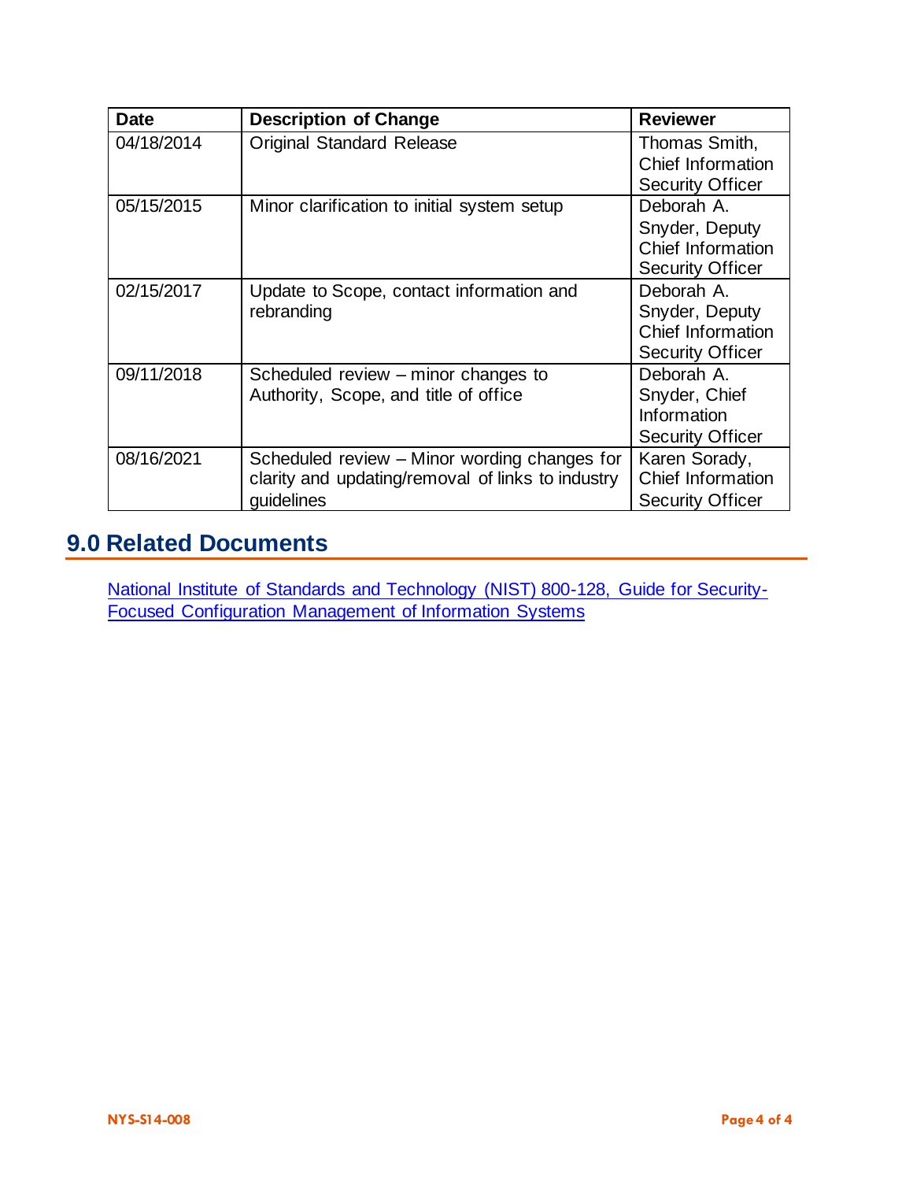| Date | Description of Change | Reviewer |
| --- | --- | --- |
| 04/18/2014 | Original Standard Release | Thomas Smith, Chief Information Security Officer |
| 05/15/2015 | Minor clarification to initial system setup | Deborah A. Snyder, Deputy Chief Information Security Officer |
| 02/15/2017 | Update to Scope, contact information and rebranding | Deborah A. Snyder, Deputy Chief Information Security Officer |
| 09/11/2018 | Scheduled review – minor changes to Authority, Scope, and title of office | Deborah A. Snyder, Chief Information Security Officer |
| 08/16/2021 | Scheduled review – Minor wording changes for clarity and updating/removal of links to industry guidelines | Karen Sorady, Chief Information Security Officer |

## 9.0 Related Documents

National Institute of Standards and Technology (NIST) 800-128, Guide for Security-Focused Configuration Management of Information Systems